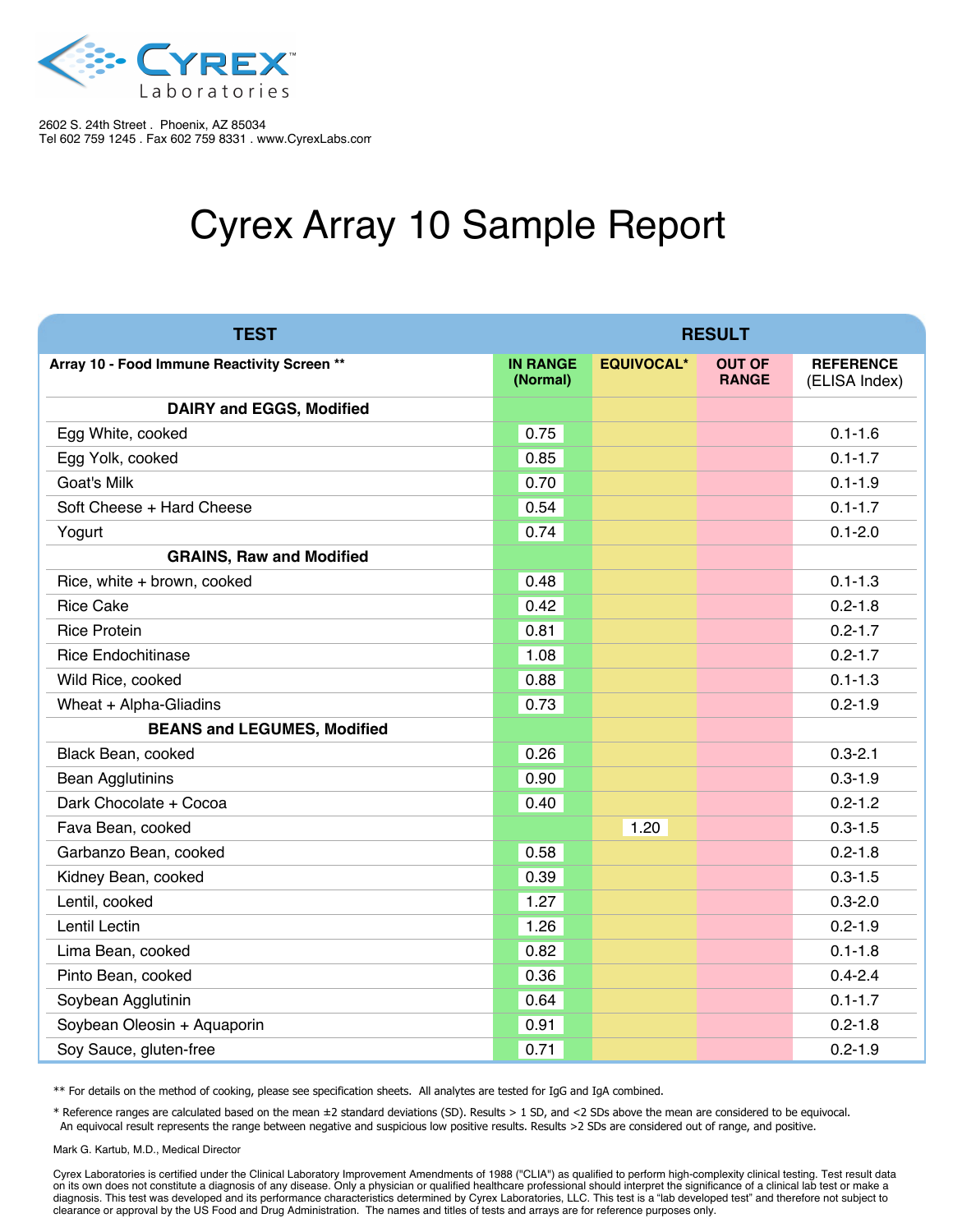Cyrex Laboratories

2602 S. 24th Street . Phoenix, AZ 85034
Tel 602 759 1245 . Fax 602 759 8331 . www.CyrexLabs.com

# Cyrex Array 10 Sample Report

| TEST | RESULT | | | |
|---|---|---|---|---|
| **Array 10 - Food Immune Reactivity Screen ** ** | **IN RANGE (Normal)** | **EQUIVOCAL*** | **OUT OF RANGE** | **REFERENCE (ELISA Index)** |
| **DAIRY and EGGS, Modified** | | | | |
| Egg White, cooked | 0.75 | | | 0.1-1.6 |
| Egg Yolk, cooked | 0.85 | | | 0.1-1.7 |
| Goat's Milk | 0.70 | | | 0.1-1.9 |
| Soft Cheese + Hard Cheese | 0.54 | | | 0.1-1.7 |
| Yogurt | 0.74 | | | 0.1-2.0 |
| **GRAINS, Raw and Modified** | | | | |
| Rice, white + brown, cooked | 0.48 | | | 0.1-1.3 |
| Rice Cake | 0.42 | | | 0.2-1.8 |
| Rice Protein | 0.81 | | | 0.2-1.7 |
| Rice Endochitinase | 1.08 | | | 0.2-1.7 |
| Wild Rice, cooked | 0.88 | | | 0.1-1.3 |
| Wheat + Alpha-Gliadins | 0.73 | | | 0.2-1.9 |
| **BEANS and LEGUMES, Modified** | | | | |
| Black Bean, cooked | 0.26 | | | 0.3-2.1 |
| Bean Agglutinins | 0.90 | | | 0.3-1.9 |
| Dark Chocolate + Cocoa | 0.40 | | | 0.2-1.2 |
| Fava Bean, cooked | | 1.20 | | 0.3-1.5 |
| Garbanzo Bean, cooked | 0.58 | | | 0.2-1.8 |
| Kidney Bean, cooked | 0.39 | | | 0.3-1.5 |
| Lentil, cooked | 1.27 | | | 0.3-2.0 |
| Lentil Lectin | 1.26 | | | 0.2-1.9 |
| Lima Bean, cooked | 0.82 | | | 0.1-1.8 |
| Pinto Bean, cooked | 0.36 | | | 0.4-2.4 |
| Soybean Agglutinin | 0.64 | | | 0.1-1.7 |
| Soybean Oleosin + Aquaporin | 0.91 | | | 0.2-1.8 |
| Soy Sauce, gluten-free | 0.71 | | | 0.2-1.9 |

** For details on the method of cooking, please see specification sheets. All analytes are tested for IgG and IgA combined.

* Reference ranges are calculated based on the mean ±2 standard deviations (SD). Results > 1 SD, and <2 SDs above the mean are considered to be equivocal. An equivocal result represents the range between negative and suspicious low positive results. Results >2 SDs are considered out of range, and positive.

Mark G. Kartub, M.D., Medical Director

Cyrex Laboratories is certified under the Clinical Laboratory Improvement Amendments of 1988 ("CLIA") as qualified to perform high-complexity clinical testing. Test result data on its own does not constitute a diagnosis of any disease. Only a physician or qualified healthcare professional should interpret the significance of a clinical lab test or make a diagnosis. This test was developed and its performance characteristics determined by Cyrex Laboratories, LLC. This test is a "lab developed test" and therefore not subject to clearance or approval by the US Food and Drug Administration. The names and titles of tests and arrays are for reference purposes only.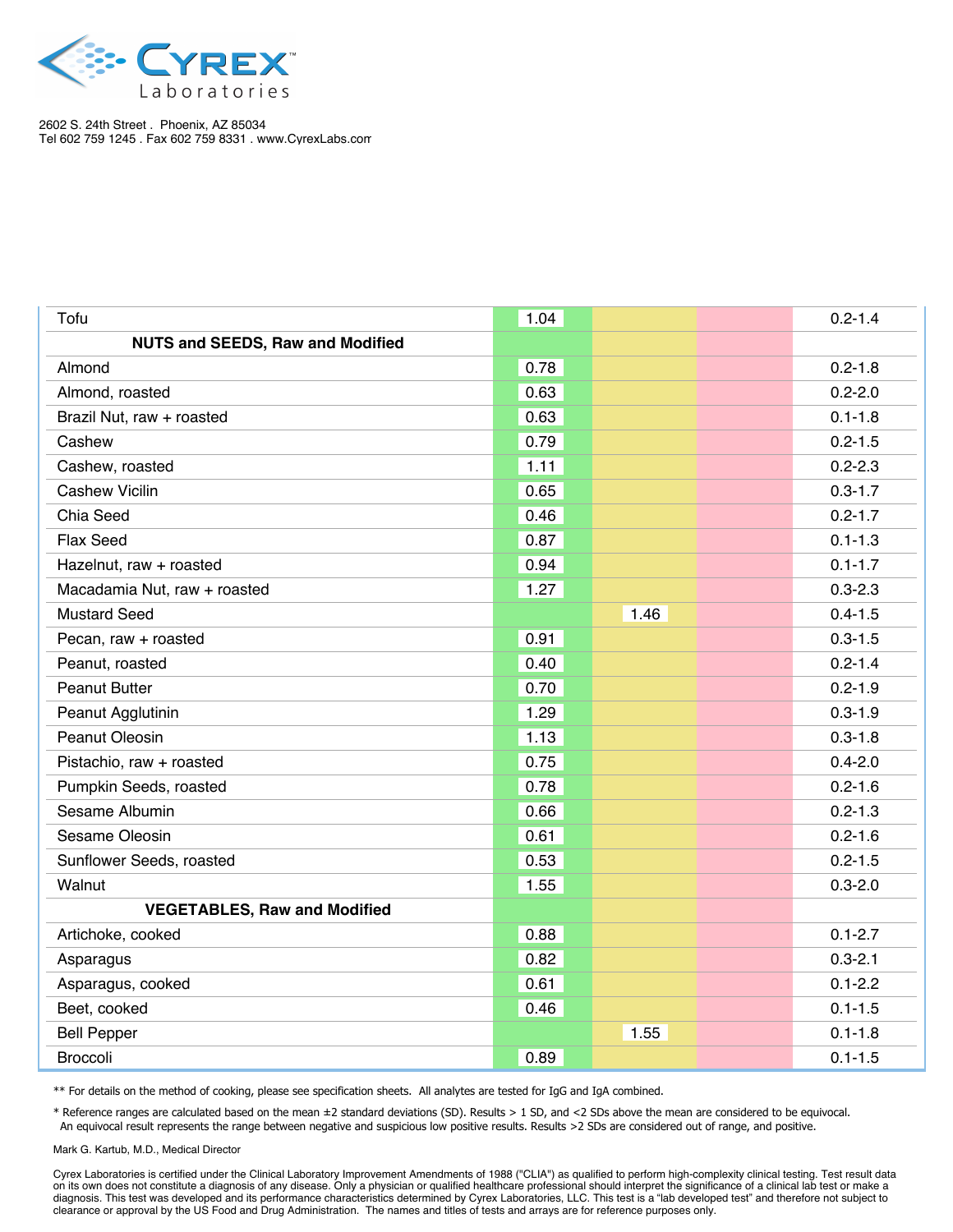Cyrex Laboratories

2602 S. 24th Street . Phoenix, AZ 85034
Tel 602 759 1245 . Fax 602 759 8331 . www.CyrexLabs.com

| Test | In Range | Equivocal | Out of Range | Reference |
|---|---|---|---|---|
| Tofu | 1.04 | | | 0.2-1.4 |
| **NUTS and SEEDS, Raw and Modified** | | | | |
| Almond | 0.78 | | | 0.2-1.8 |
| Almond, roasted | 0.63 | | | 0.2-2.0 |
| Brazil Nut, raw + roasted | 0.63 | | | 0.1-1.8 |
| Cashew | 0.79 | | | 0.2-1.5 |
| Cashew, roasted | 1.11 | | | 0.2-2.3 |
| Cashew Vicilin | 0.65 | | | 0.3-1.7 |
| Chia Seed | 0.46 | | | 0.2-1.7 |
| Flax Seed | 0.87 | | | 0.1-1.3 |
| Hazelnut, raw + roasted | 0.94 | | | 0.1-1.7 |
| Macadamia Nut, raw + roasted | 1.27 | | | 0.3-2.3 |
| Mustard Seed | | 1.46 | | 0.4-1.5 |
| Pecan, raw + roasted | 0.91 | | | 0.3-1.5 |
| Peanut, roasted | 0.40 | | | 0.2-1.4 |
| Peanut Butter | 0.70 | | | 0.2-1.9 |
| Peanut Agglutinin | 1.29 | | | 0.3-1.9 |
| Peanut Oleosin | 1.13 | | | 0.3-1.8 |
| Pistachio, raw + roasted | 0.75 | | | 0.4-2.0 |
| Pumpkin Seeds, roasted | 0.78 | | | 0.2-1.6 |
| Sesame Albumin | 0.66 | | | 0.2-1.3 |
| Sesame Oleosin | 0.61 | | | 0.2-1.6 |
| Sunflower Seeds, roasted | 0.53 | | | 0.2-1.5 |
| Walnut | 1.55 | | | 0.3-2.0 |
| **VEGETABLES, Raw and Modified** | | | | |
| Artichoke, cooked | 0.88 | | | 0.1-2.7 |
| Asparagus | 0.82 | | | 0.3-2.1 |
| Asparagus, cooked | 0.61 | | | 0.1-2.2 |
| Beet, cooked | 0.46 | | | 0.1-1.5 |
| Bell Pepper | | 1.55 | | 0.1-1.8 |
| Broccoli | 0.89 | | | 0.1-1.5 |

** For details on the method of cooking, please see specification sheets. All analytes are tested for IgG and IgA combined.

* Reference ranges are calculated based on the mean ±2 standard deviations (SD). Results > 1 SD, and <2 SDs above the mean are considered to be equivocal. An equivocal result represents the range between negative and suspicious low positive results. Results >2 SDs are considered out of range, and positive.

Mark G. Kartub, M.D., Medical Director

Cyrex Laboratories is certified under the Clinical Laboratory Improvement Amendments of 1988 ("CLIA") as qualified to perform high-complexity clinical testing. Test result data on its own does not constitute a diagnosis of any disease. Only a physician or qualified healthcare professional should interpret the significance of a clinical lab test or make a diagnosis. This test was developed and its performance characteristics determined by Cyrex Laboratories, LLC. This test is a "lab developed test" and therefore not subject to clearance or approval by the US Food and Drug Administration. The names and titles of tests and arrays are for reference purposes only.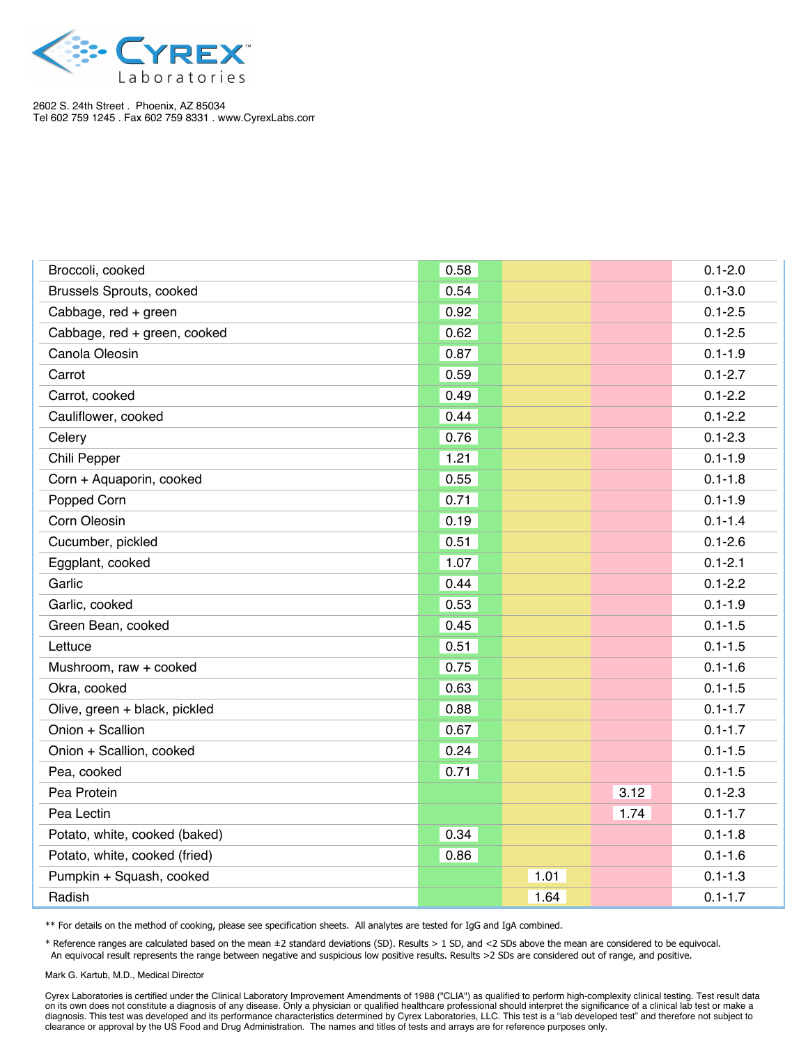2602 S. 24th Street . Phoenix, AZ 85034
Tel 602 759 1245 . Fax 602 759 8331 . www.CyrexLabs.com

| | | | | |
|---|---|---|---|---|
| Broccoli, cooked | 0.58 | | | 0.1-2.0 |
| Brussels Sprouts, cooked | 0.54 | | | 0.1-3.0 |
| Cabbage, red + green | 0.92 | | | 0.1-2.5 |
| Cabbage, red + green, cooked | 0.62 | | | 0.1-2.5 |
| Canola Oleosin | 0.87 | | | 0.1-1.9 |
| Carrot | 0.59 | | | 0.1-2.7 |
| Carrot, cooked | 0.49 | | | 0.1-2.2 |
| Cauliflower, cooked | 0.44 | | | 0.1-2.2 |
| Celery | 0.76 | | | 0.1-2.3 |
| Chili Pepper | 1.21 | | | 0.1-1.9 |
| Corn + Aquaporin, cooked | 0.55 | | | 0.1-1.8 |
| Popped Corn | 0.71 | | | 0.1-1.9 |
| Corn Oleosin | 0.19 | | | 0.1-1.4 |
| Cucumber, pickled | 0.51 | | | 0.1-2.6 |
| Eggplant, cooked | 1.07 | | | 0.1-2.1 |
| Garlic | 0.44 | | | 0.1-2.2 |
| Garlic, cooked | 0.53 | | | 0.1-1.9 |
| Green Bean, cooked | 0.45 | | | 0.1-1.5 |
| Lettuce | 0.51 | | | 0.1-1.5 |
| Mushroom, raw + cooked | 0.75 | | | 0.1-1.6 |
| Okra, cooked | 0.63 | | | 0.1-1.5 |
| Olive, green + black, pickled | 0.88 | | | 0.1-1.7 |
| Onion + Scallion | 0.67 | | | 0.1-1.7 |
| Onion + Scallion, cooked | 0.24 | | | 0.1-1.5 |
| Pea, cooked | 0.71 | | | 0.1-1.5 |
| Pea Protein | | | 3.12 | 0.1-2.3 |
| Pea Lectin | | | 1.74 | 0.1-1.7 |
| Potato, white, cooked (baked) | 0.34 | | | 0.1-1.8 |
| Potato, white, cooked (fried) | 0.86 | | | 0.1-1.6 |
| Pumpkin + Squash, cooked | | 1.01 | | 0.1-1.3 |
| Radish | | 1.64 | | 0.1-1.7 |

** For details on the method of cooking, please see specification sheets. All analytes are tested for IgG and IgA combined.

* Reference ranges are calculated based on the mean ±2 standard deviations (SD). Results > 1 SD, and <2 SDs above the mean are considered to be equivocal. An equivocal result represents the range between negative and suspicious low positive results. Results >2 SDs are considered out of range, and positive.

Mark G. Kartub, M.D., Medical Director

Cyrex Laboratories is certified under the Clinical Laboratory Improvement Amendments of 1988 ("CLIA") as qualified to perform high-complexity clinical testing. Test result data on its own does not constitute a diagnosis of any disease. Only a physician or qualified healthcare professional should interpret the significance of a clinical lab test or make a diagnosis. This test was developed and its performance characteristics determined by Cyrex Laboratories, LLC. This test is a "lab developed test" and therefore not subject to clearance or approval by the US Food and Drug Administration. The names and titles of tests and arrays are for reference purposes only.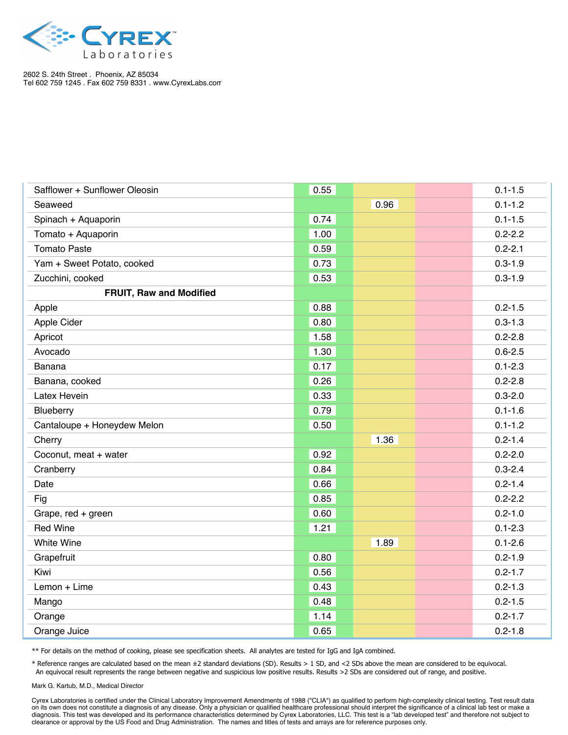2602 S. 24th Street . Phoenix, AZ 85034
Tel 602 759 1245 . Fax 602 759 8331 . www.CyrexLabs.com

| Test | In Range | Equivocal | Out of Range | Reference |
|---|---|---|---|---|
| Safflower + Sunflower Oleosin | 0.55 | | | 0.1-1.5 |
| Seaweed | | 0.96 | | 0.1-1.2 |
| Spinach + Aquaporin | 0.74 | | | 0.1-1.5 |
| Tomato + Aquaporin | 1.00 | | | 0.2-2.2 |
| Tomato Paste | 0.59 | | | 0.2-2.1 |
| Yam + Sweet Potato, cooked | 0.73 | | | 0.3-1.9 |
| Zucchini, cooked | 0.53 | | | 0.3-1.9 |
| **FRUIT, Raw and Modified** | | | | |
| Apple | 0.88 | | | 0.2-1.5 |
| Apple Cider | 0.80 | | | 0.3-1.3 |
| Apricot | 1.58 | | | 0.2-2.8 |
| Avocado | 1.30 | | | 0.6-2.5 |
| Banana | 0.17 | | | 0.1-2.3 |
| Banana, cooked | 0.26 | | | 0.2-2.8 |
| Latex Hevein | 0.33 | | | 0.3-2.0 |
| Blueberry | 0.79 | | | 0.1-1.6 |
| Cantaloupe + Honeydew Melon | 0.50 | | | 0.1-1.2 |
| Cherry | | 1.36 | | 0.2-1.4 |
| Coconut, meat + water | 0.92 | | | 0.2-2.0 |
| Cranberry | 0.84 | | | 0.3-2.4 |
| Date | 0.66 | | | 0.2-1.4 |
| Fig | 0.85 | | | 0.2-2.2 |
| Grape, red + green | 0.60 | | | 0.2-1.0 |
| Red Wine | 1.21 | | | 0.1-2.3 |
| White Wine | | 1.89 | | 0.1-2.6 |
| Grapefruit | 0.80 | | | 0.2-1.9 |
| Kiwi | 0.56 | | | 0.2-1.7 |
| Lemon + Lime | 0.43 | | | 0.2-1.3 |
| Mango | 0.48 | | | 0.2-1.5 |
| Orange | 1.14 | | | 0.2-1.7 |
| Orange Juice | 0.65 | | | 0.2-1.8 |

** For details on the method of cooking, please see specification sheets. All analytes are tested for IgG and IgA combined.

* Reference ranges are calculated based on the mean ±2 standard deviations (SD). Results > 1 SD, and <2 SDs above the mean are considered to be equivocal. An equivocal result represents the range between negative and suspicious low positive results. Results >2 SDs are considered out of range, and positive.

Mark G. Kartub, M.D., Medical Director

Cyrex Laboratories is certified under the Clinical Laboratory Improvement Amendments of 1988 ("CLIA") as qualified to perform high-complexity clinical testing. Test result data on its own does not constitute a diagnosis of any disease. Only a physician or qualified healthcare professional should interpret the significance of a clinical lab test or make a diagnosis. This test was developed and its performance characteristics determined by Cyrex Laboratories, LLC. This test is a "lab developed test" and therefore not subject to clearance or approval by the US Food and Drug Administration. The names and titles of tests and arrays are for reference purposes only.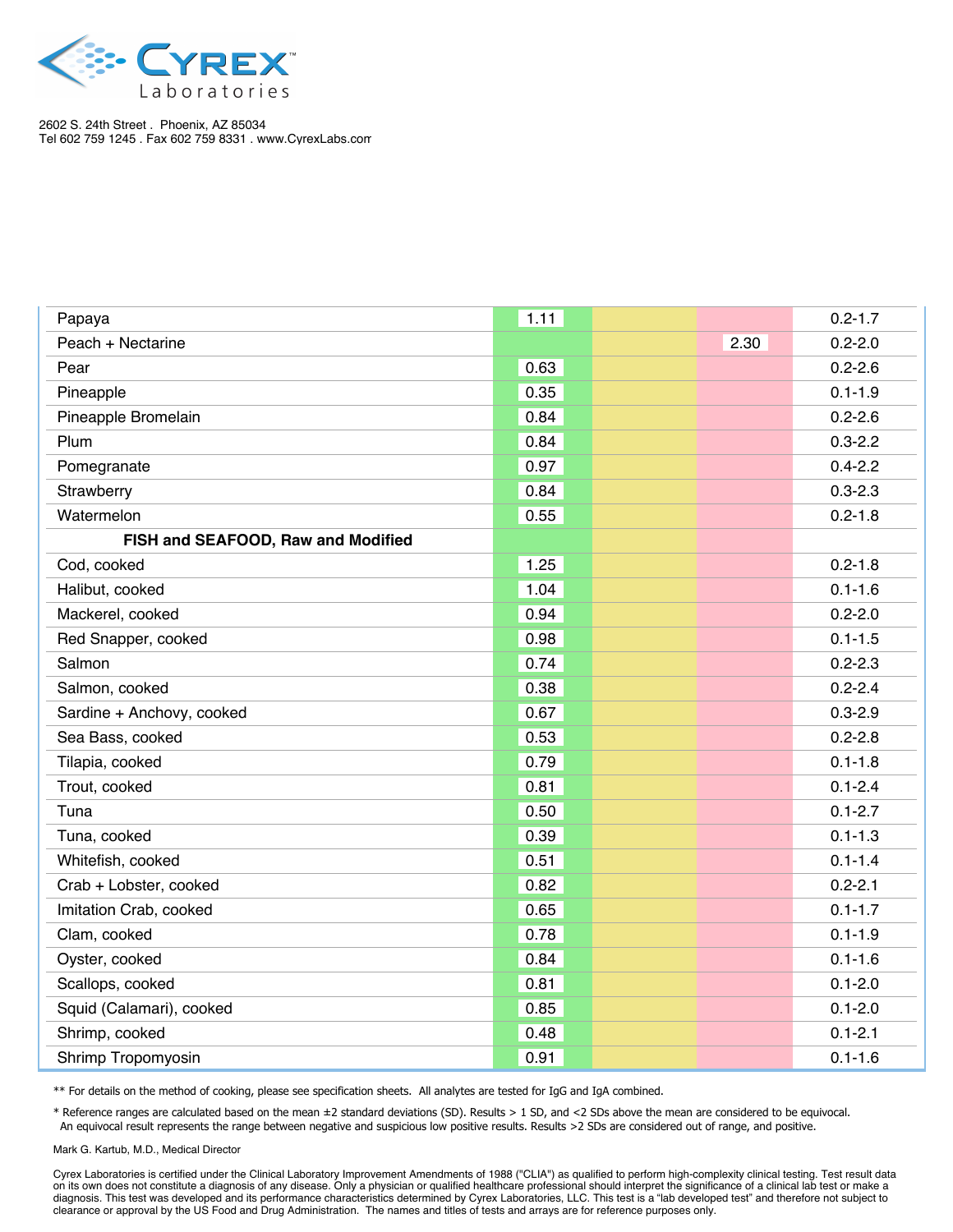2602 S. 24th Street . Phoenix, AZ 85034
Tel 602 759 1245 . Fax 602 759 8331 . www.CyrexLabs.com

| | In Range | Equivocal | Out of Range | Reference |
|---|---|---|---|---|
| Papaya | 1.11 | | | 0.2-1.7 |
| Peach + Nectarine | | | 2.30 | 0.2-2.0 |
| Pear | 0.63 | | | 0.2-2.6 |
| Pineapple | 0.35 | | | 0.1-1.9 |
| Pineapple Bromelain | 0.84 | | | 0.2-2.6 |
| Plum | 0.84 | | | 0.3-2.2 |
| Pomegranate | 0.97 | | | 0.4-2.2 |
| Strawberry | 0.84 | | | 0.3-2.3 |
| Watermelon | 0.55 | | | 0.2-1.8 |
| **FISH and SEAFOOD, Raw and Modified** | | | | |
| Cod, cooked | 1.25 | | | 0.2-1.8 |
| Halibut, cooked | 1.04 | | | 0.1-1.6 |
| Mackerel, cooked | 0.94 | | | 0.2-2.0 |
| Red Snapper, cooked | 0.98 | | | 0.1-1.5 |
| Salmon | 0.74 | | | 0.2-2.3 |
| Salmon, cooked | 0.38 | | | 0.2-2.4 |
| Sardine + Anchovy, cooked | 0.67 | | | 0.3-2.9 |
| Sea Bass, cooked | 0.53 | | | 0.2-2.8 |
| Tilapia, cooked | 0.79 | | | 0.1-1.8 |
| Trout, cooked | 0.81 | | | 0.1-2.4 |
| Tuna | 0.50 | | | 0.1-2.7 |
| Tuna, cooked | 0.39 | | | 0.1-1.3 |
| Whitefish, cooked | 0.51 | | | 0.1-1.4 |
| Crab + Lobster, cooked | 0.82 | | | 0.2-2.1 |
| Imitation Crab, cooked | 0.65 | | | 0.1-1.7 |
| Clam, cooked | 0.78 | | | 0.1-1.9 |
| Oyster, cooked | 0.84 | | | 0.1-1.6 |
| Scallops, cooked | 0.81 | | | 0.1-2.0 |
| Squid (Calamari), cooked | 0.85 | | | 0.1-2.0 |
| Shrimp, cooked | 0.48 | | | 0.1-2.1 |
| Shrimp Tropomyosin | 0.91 | | | 0.1-1.6 |

** For details on the method of cooking, please see specification sheets. All analytes are tested for IgG and IgA combined.

* Reference ranges are calculated based on the mean ±2 standard deviations (SD). Results > 1 SD, and <2 SDs above the mean are considered to be equivocal. An equivocal result represents the range between negative and suspicious low positive results. Results >2 SDs are considered out of range, and positive.

Mark G. Kartub, M.D., Medical Director

Cyrex Laboratories is certified under the Clinical Laboratory Improvement Amendments of 1988 ("CLIA") as qualified to perform high-complexity clinical testing. Test result data on its own does not constitute a diagnosis of any disease. Only a physician or qualified healthcare professional should interpret the significance of a clinical lab test or make a diagnosis. This test was developed and its performance characteristics determined by Cyrex Laboratories, LLC. This test is a "lab developed test" and therefore not subject to clearance or approval by the US Food and Drug Administration. The names and titles of tests and arrays are for reference purposes only.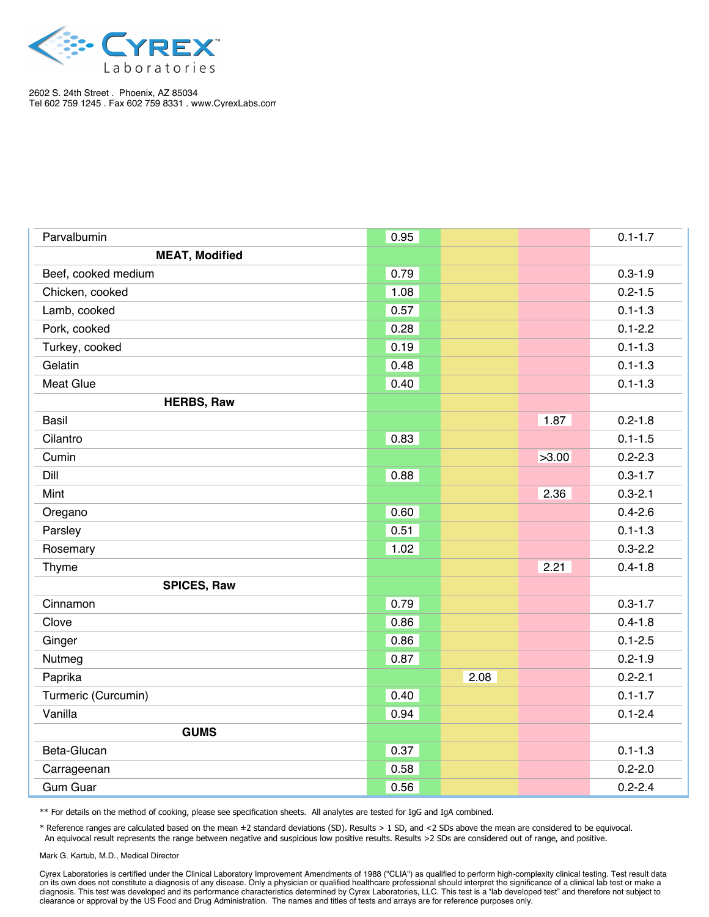2602 S. 24th Street . Phoenix, AZ 85034
Tel 602 759 1245 . Fax 602 759 8331 . www.CyrexLabs.com

| Test | In Range | Equivocal | Out of Range | Reference |
|---|---|---|---|---|
| Parvalbumin | 0.95 | | | 0.1-1.7 |
| **MEAT, Modified** | | | | |
| Beef, cooked medium | 0.79 | | | 0.3-1.9 |
| Chicken, cooked | 1.08 | | | 0.2-1.5 |
| Lamb, cooked | 0.57 | | | 0.1-1.3 |
| Pork, cooked | 0.28 | | | 0.1-2.2 |
| Turkey, cooked | 0.19 | | | 0.1-1.3 |
| Gelatin | 0.48 | | | 0.1-1.3 |
| Meat Glue | 0.40 | | | 0.1-1.3 |
| **HERBS, Raw** | | | | |
| Basil | | | 1.87 | 0.2-1.8 |
| Cilantro | 0.83 | | | 0.1-1.5 |
| Cumin | | | >3.00 | 0.2-2.3 |
| Dill | 0.88 | | | 0.3-1.7 |
| Mint | | | 2.36 | 0.3-2.1 |
| Oregano | 0.60 | | | 0.4-2.6 |
| Parsley | 0.51 | | | 0.1-1.3 |
| Rosemary | 1.02 | | | 0.3-2.2 |
| Thyme | | | 2.21 | 0.4-1.8 |
| **SPICES, Raw** | | | | |
| Cinnamon | 0.79 | | | 0.3-1.7 |
| Clove | 0.86 | | | 0.4-1.8 |
| Ginger | 0.86 | | | 0.1-2.5 |
| Nutmeg | 0.87 | | | 0.2-1.9 |
| Paprika | | 2.08 | | 0.2-2.1 |
| Turmeric (Curcumin) | 0.40 | | | 0.1-1.7 |
| Vanilla | 0.94 | | | 0.1-2.4 |
| **GUMS** | | | | |
| Beta-Glucan | 0.37 | | | 0.1-1.3 |
| Carrageenan | 0.58 | | | 0.2-2.0 |
| Gum Guar | 0.56 | | | 0.2-2.4 |

** For details on the method of cooking, please see specification sheets. All analytes are tested for IgG and IgA combined.

* Reference ranges are calculated based on the mean ±2 standard deviations (SD). Results > 1 SD, and <2 SDs above the mean are considered to be equivocal. An equivocal result represents the range between negative and suspicious low positive results. Results >2 SDs are considered out of range, and positive.

Mark G. Kartub, M.D., Medical Director

Cyrex Laboratories is certified under the Clinical Laboratory Improvement Amendments of 1988 ("CLIA") as qualified to perform high-complexity clinical testing. Test result data on its own does not constitute a diagnosis of any disease. Only a physician or qualified healthcare professional should interpret the significance of a clinical lab test or make a diagnosis. This test was developed and its performance characteristics determined by Cyrex Laboratories, LLC. This test is a "lab developed test" and therefore not subject to clearance or approval by the US Food and Drug Administration. The names and titles of tests and arrays are for reference purposes only.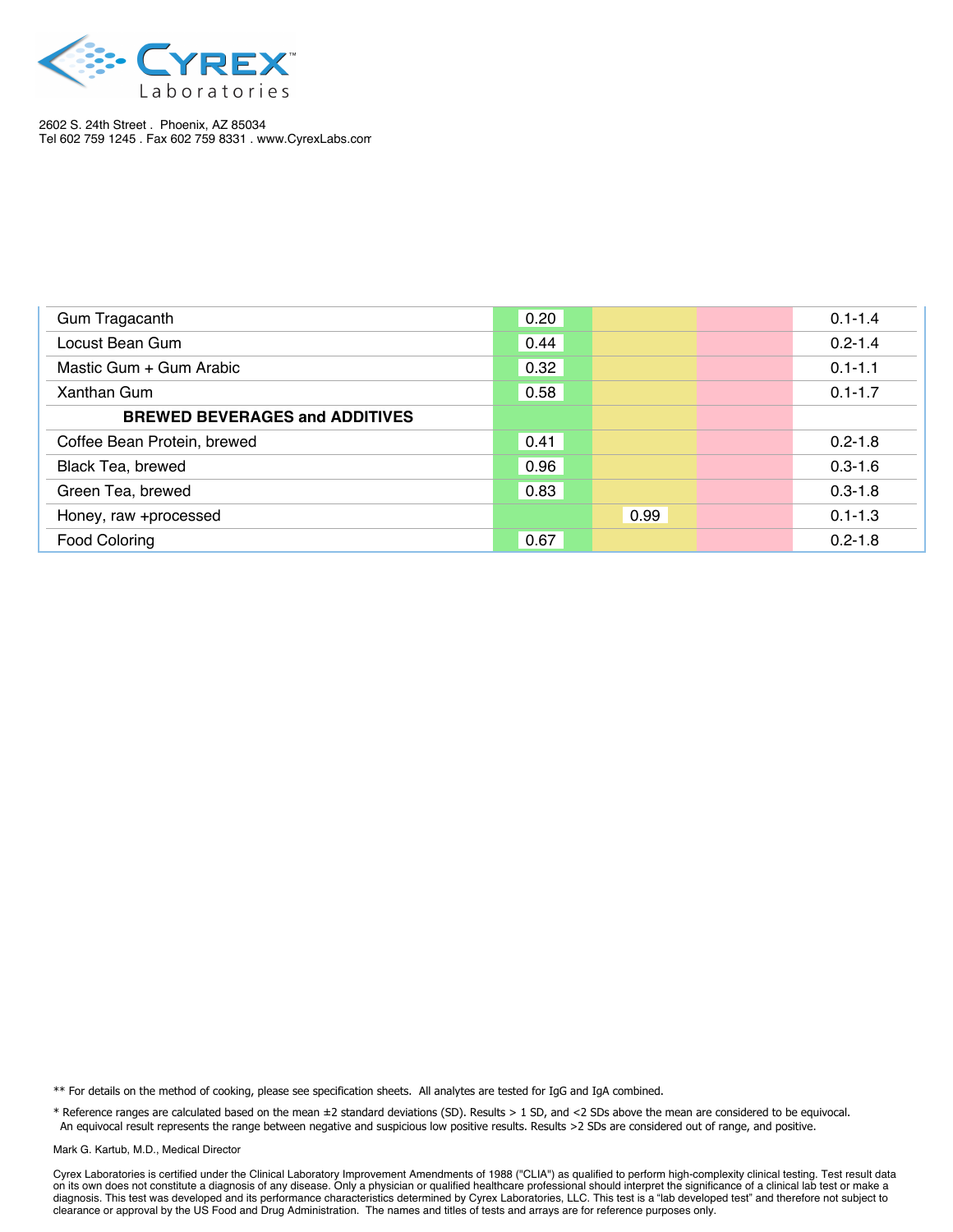Cyrex Laboratories

2602 S. 24th Street . Phoenix, AZ 85034
Tel 602 759 1245 . Fax 602 759 8331 . www.CyrexLabs.com

| | | | | |
|---|---|---|---|---|
| Gum Tragacanth | 0.20 | | | 0.1-1.4 |
| Locust Bean Gum | 0.44 | | | 0.2-1.4 |
| Mastic Gum + Gum Arabic | 0.32 | | | 0.1-1.1 |
| Xanthan Gum | 0.58 | | | 0.1-1.7 |
| **BREWED BEVERAGES and ADDITIVES** | | | | |
| Coffee Bean Protein, brewed | 0.41 | | | 0.2-1.8 |
| Black Tea, brewed | 0.96 | | | 0.3-1.6 |
| Green Tea, brewed | 0.83 | | | 0.3-1.8 |
| Honey, raw +processed | | 0.99 | | 0.1-1.3 |
| Food Coloring | 0.67 | | | 0.2-1.8 |

** For details on the method of cooking, please see specification sheets. All analytes are tested for IgG and IgA combined.

* Reference ranges are calculated based on the mean ±2 standard deviations (SD). Results > 1 SD, and <2 SDs above the mean are considered to be equivocal. An equivocal result represents the range between negative and suspicious low positive results. Results >2 SDs are considered out of range, and positive.

Mark G. Kartub, M.D., Medical Director

Cyrex Laboratories is certified under the Clinical Laboratory Improvement Amendments of 1988 ("CLIA") as qualified to perform high-complexity clinical testing. Test result data on its own does not constitute a diagnosis of any disease. Only a physician or qualified healthcare professional should interpret the significance of a clinical lab test or make a diagnosis. This test was developed and its performance characteristics determined by Cyrex Laboratories, LLC. This test is a "lab developed test" and therefore not subject to clearance or approval by the US Food and Drug Administration. The names and titles of tests and arrays are for reference purposes only.